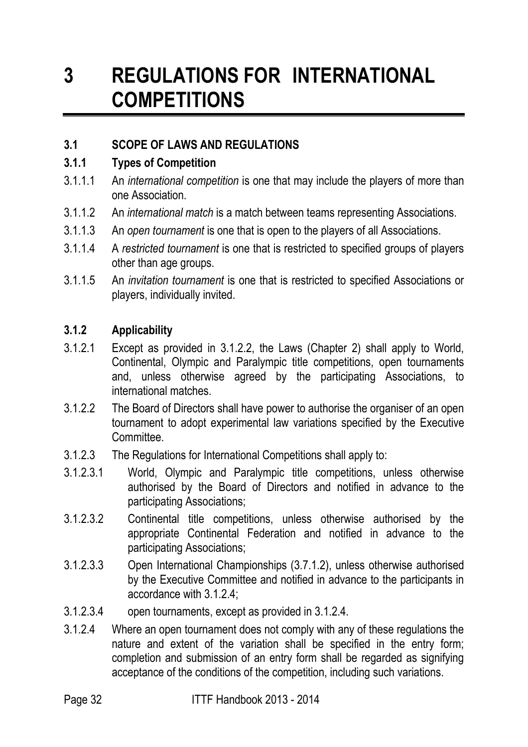# 3 REGULATIONS FOR INTERNATIONAL COMPETITIONS

## 3.1 SCOPE OF LAWS AND REGULATIONS

### 3.1.1 Types of Competition

3.1.1.1 An *international competition* is one that may include the players of more than one Association.

3.1.1.2 An *international match* is a match between teams representing Associations.

3.1.1.3 An *open tournament* is one that is open to the players of all Associations.

3.1.1.4 A *restricted tournament* is one that is restricted to specified groups of players other than age groups.

3.1.1.5 An *invitation tournament* is one that is restricted to specified Associations or players, individually invited.

### 3.1.2 Applicability

3.1.2.1 Except as provided in 3.1.2.2, the Laws (Chapter 2) shall apply to World, Continental, Olympic and Paralympic title competitions, open tournaments and, unless otherwise agreed by the participating Associations, to international matches.

3.1.2.2 The Board of Directors shall have power to authorise the organiser of an open tournament to adopt experimental law variations specified by the Executive Committee.

3.1.2.3 The Regulations for International Competitions shall apply to:

3.1.2.3.1 World, Olympic and Paralympic title competitions, unless otherwise authorised by the Board of Directors and notified in advance to the participating Associations;

3.1.2.3.2 Continental title competitions, unless otherwise authorised by the appropriate Continental Federation and notified in advance to the participating Associations;

3.1.2.3.3 Open International Championships (3.7.1.2), unless otherwise authorised by the Executive Committee and notified in advance to the participants in accordance with 3.1.2.4;

3.1.2.3.4 open tournaments, except as provided in 3.1.2.4.

3.1.2.4 Where an open tournament does not comply with any of these regulations the nature and extent of the variation shall be specified in the entry form; completion and submission of an entry form shall be regarded as signifying acceptance of the conditions of the competition, including such variations.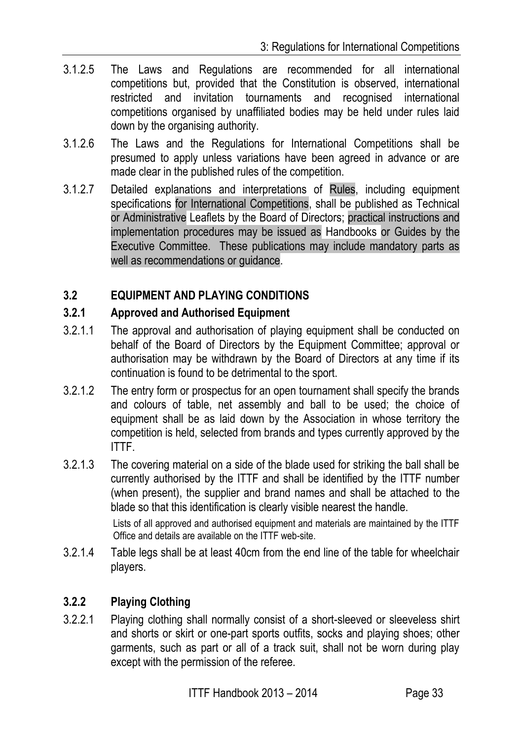3.1.2.5 The Laws and Regulations are recommended for all international competitions but, provided that the Constitution is observed, international restricted and invitation tournaments and recognised international competitions organised by unaffiliated bodies may be held under rules laid down by the organising authority.

3.1.2.6 The Laws and the Regulations for International Competitions shall be presumed to apply unless variations have been agreed in advance or are made clear in the published rules of the competition.

3.1.2.7 Detailed explanations and interpretations of Rules, including equipment specifications for International Competitions, shall be published as Technical or Administrative Leaflets by the Board of Directors; practical instructions and implementation procedures may be issued as Handbooks or Guides by the Executive Committee. These publications may include mandatory parts as well as recommendations or guidance.

## 3.2 EQUIPMENT AND PLAYING CONDITIONS

### 3.2.1 Approved and Authorised Equipment

3.2.1.1 The approval and authorisation of playing equipment shall be conducted on behalf of the Board of Directors by the Equipment Committee; approval or authorisation may be withdrawn by the Board of Directors at any time if its continuation is found to be detrimental to the sport.

3.2.1.2 The entry form or prospectus for an open tournament shall specify the brands and colours of table, net assembly and ball to be used; the choice of equipment shall be as laid down by the Association in whose territory the competition is held, selected from brands and types currently approved by the ITTF.

3.2.1.3 The covering material on a side of the blade used for striking the ball shall be currently authorised by the ITTF and shall be identified by the ITTF number (when present), the supplier and brand names and shall be attached to the blade so that this identification is clearly visible nearest the handle.

Lists of all approved and authorised equipment and materials are maintained by the ITTF Office and details are available on the ITTF web-site.

3.2.1.4 Table legs shall be at least 40cm from the end line of the table for wheelchair players.

### 3.2.2 Playing Clothing

3.2.2.1 Playing clothing shall normally consist of a short-sleeved or sleeveless shirt and shorts or skirt or one-part sports outfits, socks and playing shoes; other garments, such as part or all of a track suit, shall not be worn during play except with the permission of the referee.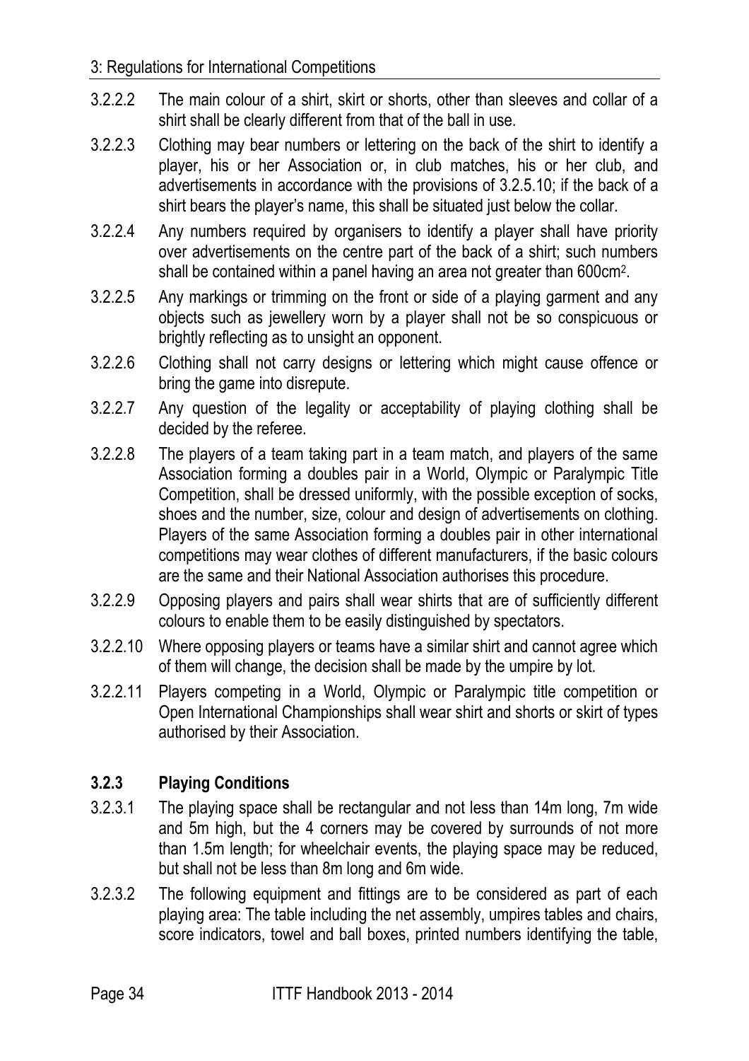3.2.2.2 The main colour of a shirt, skirt or shorts, other than sleeves and collar of a shirt shall be clearly different from that of the ball in use.

3.2.2.3 Clothing may bear numbers or lettering on the back of the shirt to identify a player, his or her Association or, in club matches, his or her club, and advertisements in accordance with the provisions of 3.2.5.10; if the back of a shirt bears the player's name, this shall be situated just below the collar.

3.2.2.4 Any numbers required by organisers to identify a player shall have priority over advertisements on the centre part of the back of a shirt; such numbers shall be contained within a panel having an area not greater than 600cm$^2$.

3.2.2.5 Any markings or trimming on the front or side of a playing garment and any objects such as jewellery worn by a player shall not be so conspicuous or brightly reflecting as to unsight an opponent.

3.2.2.6 Clothing shall not carry designs or lettering which might cause offence or bring the game into disrepute.

3.2.2.7 Any question of the legality or acceptability of playing clothing shall be decided by the referee.

3.2.2.8 The players of a team taking part in a team match, and players of the same Association forming a doubles pair in a World, Olympic or Paralympic Title Competition, shall be dressed uniformly, with the possible exception of socks, shoes and the number, size, colour and design of advertisements on clothing. Players of the same Association forming a doubles pair in other international competitions may wear clothes of different manufacturers, if the basic colours are the same and their National Association authorises this procedure.

3.2.2.9 Opposing players and pairs shall wear shirts that are of sufficiently different colours to enable them to be easily distinguished by spectators.

3.2.2.10 Where opposing players or teams have a similar shirt and cannot agree which of them will change, the decision shall be made by the umpire by lot.

3.2.2.11 Players competing in a World, Olympic or Paralympic title competition or Open International Championships shall wear shirt and shorts or skirt of types authorised by their Association.

### 3.2.3 Playing Conditions

3.2.3.1 The playing space shall be rectangular and not less than 14m long, 7m wide and 5m high, but the 4 corners may be covered by surrounds of not more than 1.5m length; for wheelchair events, the playing space may be reduced, but shall not be less than 8m long and 6m wide.

3.2.3.2 The following equipment and fittings are to be considered as part of each playing area: The table including the net assembly, umpires tables and chairs, score indicators, towel and ball boxes, printed numbers identifying the table,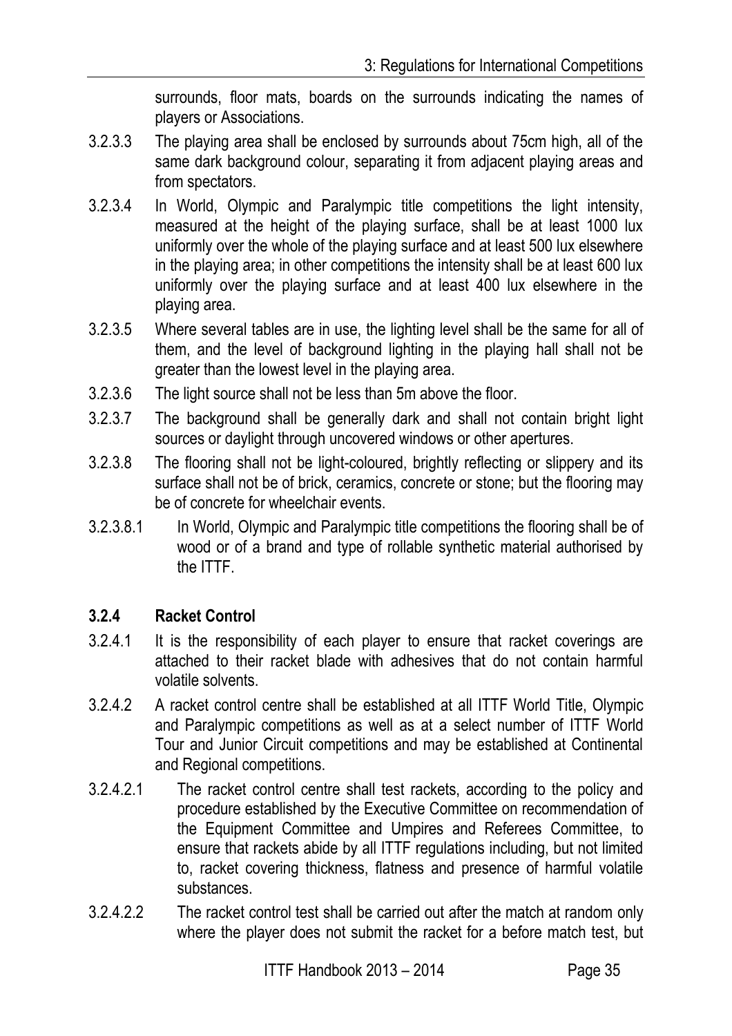surrounds, floor mats, boards on the surrounds indicating the names of players or Associations.

3.2.3.3 The playing area shall be enclosed by surrounds about 75cm high, all of the same dark background colour, separating it from adjacent playing areas and from spectators.

3.2.3.4 In World, Olympic and Paralympic title competitions the light intensity, measured at the height of the playing surface, shall be at least 1000 lux uniformly over the whole of the playing surface and at least 500 lux elsewhere in the playing area; in other competitions the intensity shall be at least 600 lux uniformly over the playing surface and at least 400 lux elsewhere in the playing area.

3.2.3.5 Where several tables are in use, the lighting level shall be the same for all of them, and the level of background lighting in the playing hall shall not be greater than the lowest level in the playing area.

3.2.3.6 The light source shall not be less than 5m above the floor.

3.2.3.7 The background shall be generally dark and shall not contain bright light sources or daylight through uncovered windows or other apertures.

3.2.3.8 The flooring shall not be light-coloured, brightly reflecting or slippery and its surface shall not be of brick, ceramics, concrete or stone; but the flooring may be of concrete for wheelchair events.

3.2.3.8.1 In World, Olympic and Paralympic title competitions the flooring shall be of wood or of a brand and type of rollable synthetic material authorised by the ITTF.

### 3.2.4 Racket Control

3.2.4.1 It is the responsibility of each player to ensure that racket coverings are attached to their racket blade with adhesives that do not contain harmful volatile solvents.

3.2.4.2 A racket control centre shall be established at all ITTF World Title, Olympic and Paralympic competitions as well as at a select number of ITTF World Tour and Junior Circuit competitions and may be established at Continental and Regional competitions.

3.2.4.2.1 The racket control centre shall test rackets, according to the policy and procedure established by the Executive Committee on recommendation of the Equipment Committee and Umpires and Referees Committee, to ensure that rackets abide by all ITTF regulations including, but not limited to, racket covering thickness, flatness and presence of harmful volatile substances.

3.2.4.2.2 The racket control test shall be carried out after the match at random only where the player does not submit the racket for a before match test, but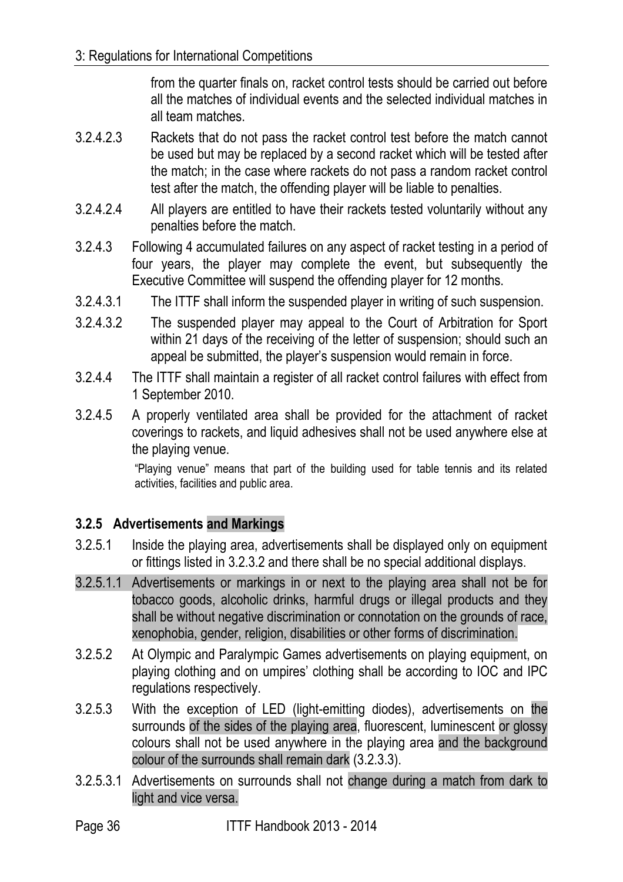from the quarter finals on, racket control tests should be carried out before all the matches of individual events and the selected individual matches in all team matches.

3.2.4.2.3 Rackets that do not pass the racket control test before the match cannot be used but may be replaced by a second racket which will be tested after the match; in the case where rackets do not pass a random racket control test after the match, the offending player will be liable to penalties.

3.2.4.2.4 All players are entitled to have their rackets tested voluntarily without any penalties before the match.

3.2.4.3 Following 4 accumulated failures on any aspect of racket testing in a period of four years, the player may complete the event, but subsequently the Executive Committee will suspend the offending player for 12 months.

3.2.4.3.1 The ITTF shall inform the suspended player in writing of such suspension.

3.2.4.3.2 The suspended player may appeal to the Court of Arbitration for Sport within 21 days of the receiving of the letter of suspension; should such an appeal be submitted, the player's suspension would remain in force.

3.2.4.4 The ITTF shall maintain a register of all racket control failures with effect from 1 September 2010.

3.2.4.5 A properly ventilated area shall be provided for the attachment of racket coverings to rackets, and liquid adhesives shall not be used anywhere else at the playing venue.

"Playing venue" means that part of the building used for table tennis and its related activities, facilities and public area.

### 3.2.5 Advertisements and Markings

3.2.5.1 Inside the playing area, advertisements shall be displayed only on equipment or fittings listed in 3.2.3.2 and there shall be no special additional displays.

3.2.5.1.1 Advertisements or markings in or next to the playing area shall not be for tobacco goods, alcoholic drinks, harmful drugs or illegal products and they shall be without negative discrimination or connotation on the grounds of race, xenophobia, gender, religion, disabilities or other forms of discrimination.

3.2.5.2 At Olympic and Paralympic Games advertisements on playing equipment, on playing clothing and on umpires' clothing shall be according to IOC and IPC regulations respectively.

3.2.5.3 With the exception of LED (light-emitting diodes), advertisements on the surrounds of the sides of the playing area, fluorescent, luminescent or glossy colours shall not be used anywhere in the playing area and the background colour of the surrounds shall remain dark (3.2.3.3).

3.2.5.3.1 Advertisements on surrounds shall not change during a match from dark to light and vice versa.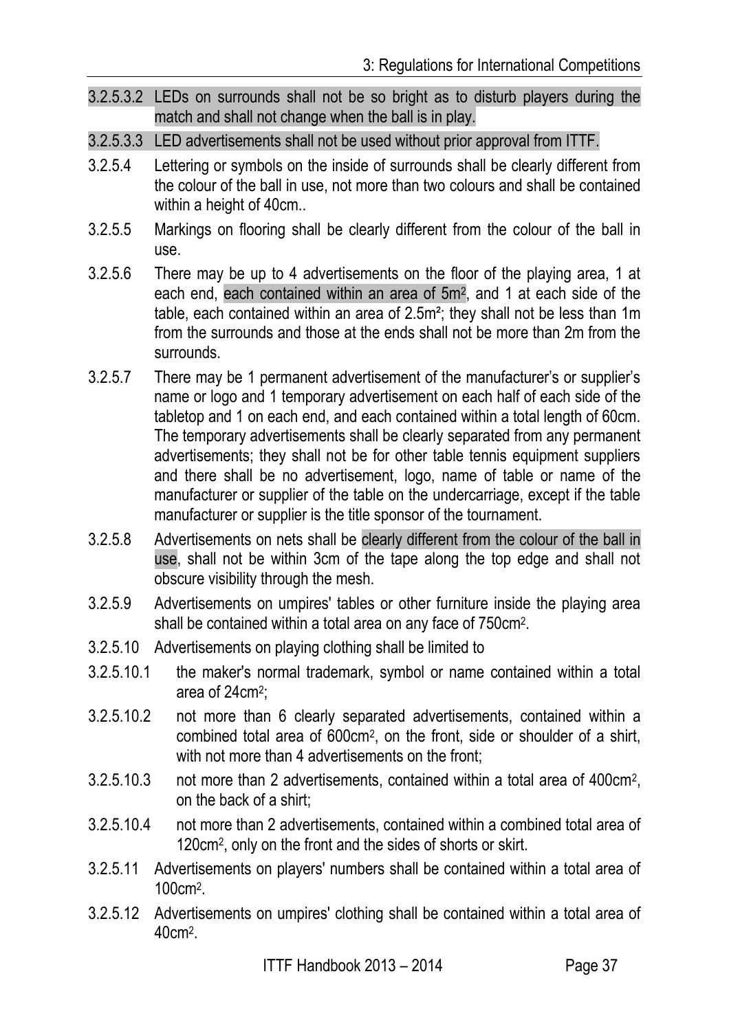3.2.5.3.2 LEDs on surrounds shall not be so bright as to disturb players during the match and shall not change when the ball is in play.

3.2.5.3.3 LED advertisements shall not be used without prior approval from ITTF.

3.2.5.4 Lettering or symbols on the inside of surrounds shall be clearly different from the colour of the ball in use, not more than two colours and shall be contained within a height of 40cm..

3.2.5.5 Markings on flooring shall be clearly different from the colour of the ball in use.

3.2.5.6 There may be up to 4 advertisements on the floor of the playing area, 1 at each end, each contained within an area of $5m^2$, and 1 at each side of the table, each contained within an area of $2.5m^2$; they shall not be less than 1m from the surrounds and those at the ends shall not be more than 2m from the surrounds.

3.2.5.7 There may be 1 permanent advertisement of the manufacturer's or supplier's name or logo and 1 temporary advertisement on each half of each side of the tabletop and 1 on each end, and each contained within a total length of 60cm. The temporary advertisements shall be clearly separated from any permanent advertisements; they shall not be for other table tennis equipment suppliers and there shall be no advertisement, logo, name of table or name of the manufacturer or supplier of the table on the undercarriage, except if the table manufacturer or supplier is the title sponsor of the tournament.

3.2.5.8 Advertisements on nets shall be clearly different from the colour of the ball in use, shall not be within 3cm of the tape along the top edge and shall not obscure visibility through the mesh.

3.2.5.9 Advertisements on umpires' tables or other furniture inside the playing area shall be contained within a total area on any face of $750cm^2$.

3.2.5.10 Advertisements on playing clothing shall be limited to

3.2.5.10.1 the maker's normal trademark, symbol or name contained within a total area of $24cm^2$;

3.2.5.10.2 not more than 6 clearly separated advertisements, contained within a combined total area of $600cm^2$, on the front, side or shoulder of a shirt, with not more than 4 advertisements on the front;

3.2.5.10.3 not more than 2 advertisements, contained within a total area of $400cm^2$, on the back of a shirt;

3.2.5.10.4 not more than 2 advertisements, contained within a combined total area of $120cm^2$, only on the front and the sides of shorts or skirt.

3.2.5.11 Advertisements on players' numbers shall be contained within a total area of $100cm^2$.

3.2.5.12 Advertisements on umpires' clothing shall be contained within a total area of $40cm^2$.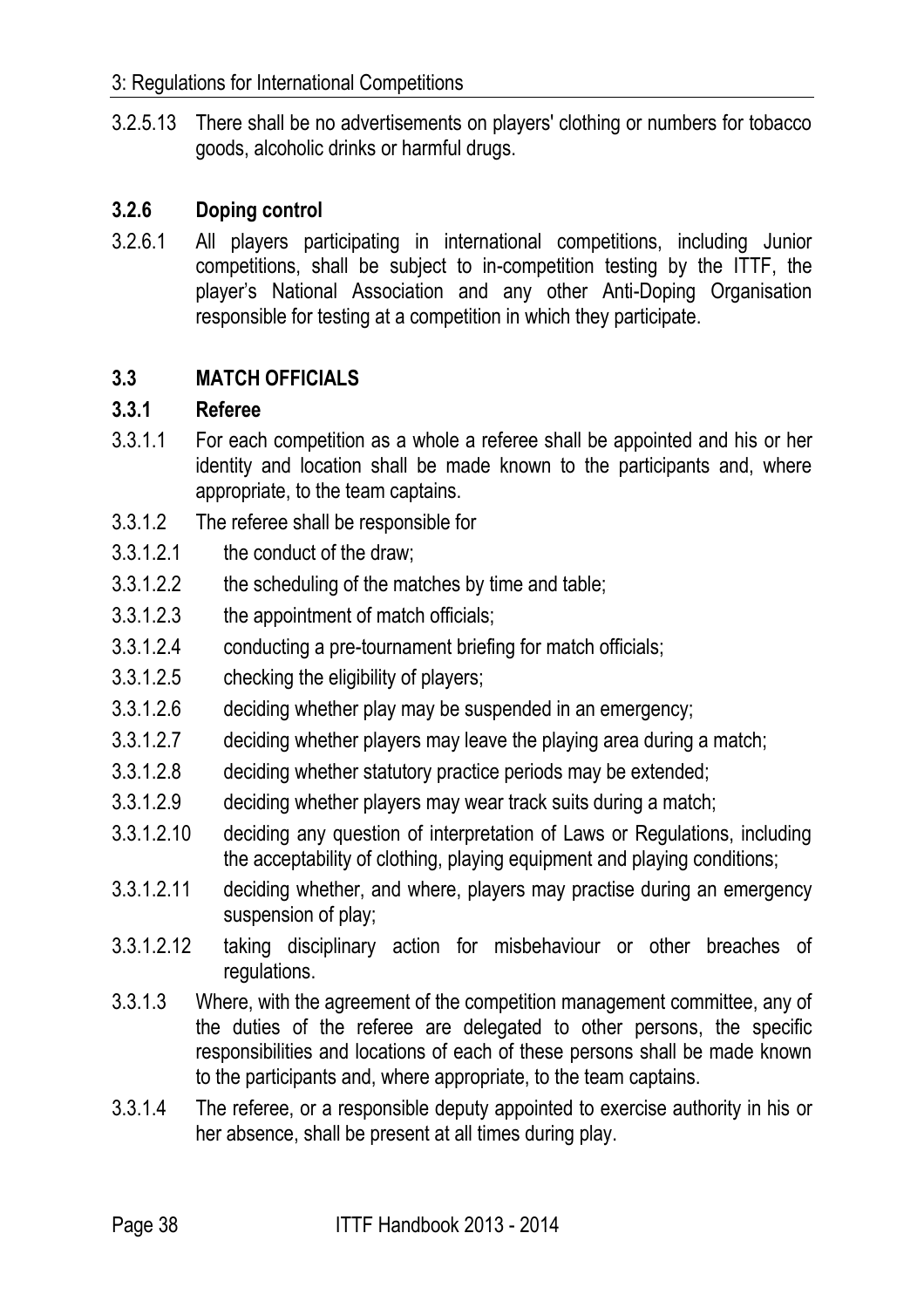3.2.5.13 There shall be no advertisements on players' clothing or numbers for tobacco goods, alcoholic drinks or harmful drugs.

### 3.2.6 Doping control

3.2.6.1 All players participating in international competitions, including Junior competitions, shall be subject to in-competition testing by the ITTF, the player's National Association and any other Anti-Doping Organisation responsible for testing at a competition in which they participate.

## 3.3 MATCH OFFICIALS

### 3.3.1 Referee

3.3.1.1 For each competition as a whole a referee shall be appointed and his or her identity and location shall be made known to the participants and, where appropriate, to the team captains.

3.3.1.2 The referee shall be responsible for

3.3.1.2.1 the conduct of the draw;

3.3.1.2.2 the scheduling of the matches by time and table;

3.3.1.2.3 the appointment of match officials;

3.3.1.2.4 conducting a pre-tournament briefing for match officials;

3.3.1.2.5 checking the eligibility of players;

3.3.1.2.6 deciding whether play may be suspended in an emergency;

3.3.1.2.7 deciding whether players may leave the playing area during a match;

3.3.1.2.8 deciding whether statutory practice periods may be extended;

3.3.1.2.9 deciding whether players may wear track suits during a match;

3.3.1.2.10 deciding any question of interpretation of Laws or Regulations, including the acceptability of clothing, playing equipment and playing conditions;

3.3.1.2.11 deciding whether, and where, players may practise during an emergency suspension of play;

3.3.1.2.12 taking disciplinary action for misbehaviour or other breaches of regulations.

3.3.1.3 Where, with the agreement of the competition management committee, any of the duties of the referee are delegated to other persons, the specific responsibilities and locations of each of these persons shall be made known to the participants and, where appropriate, to the team captains.

3.3.1.4 The referee, or a responsible deputy appointed to exercise authority in his or her absence, shall be present at all times during play.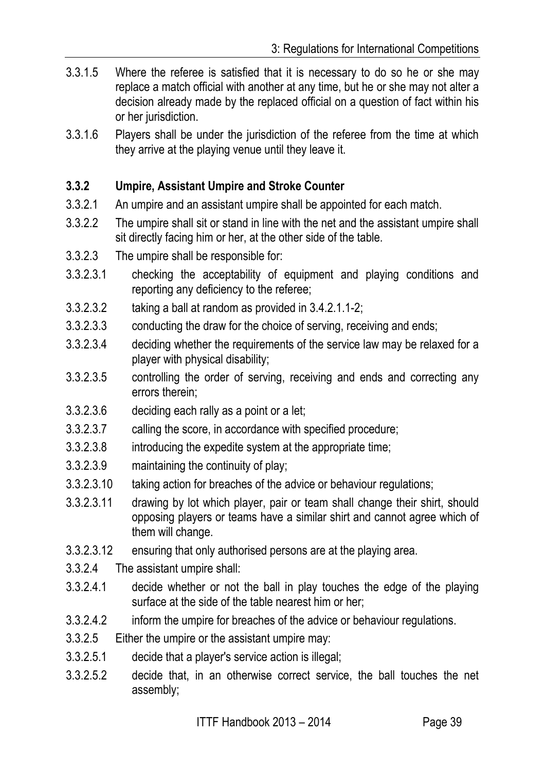3.3.1.5 Where the referee is satisfied that it is necessary to do so he or she may replace a match official with another at any time, but he or she may not alter a decision already made by the replaced official on a question of fact within his or her jurisdiction.

3.3.1.6 Players shall be under the jurisdiction of the referee from the time at which they arrive at the playing venue until they leave it.

### 3.3.2 Umpire, Assistant Umpire and Stroke Counter

3.3.2.1 An umpire and an assistant umpire shall be appointed for each match.

3.3.2.2 The umpire shall sit or stand in line with the net and the assistant umpire shall sit directly facing him or her, at the other side of the table.

3.3.2.3 The umpire shall be responsible for:

3.3.2.3.1 checking the acceptability of equipment and playing conditions and reporting any deficiency to the referee;

3.3.2.3.2 taking a ball at random as provided in 3.4.2.1.1-2;

3.3.2.3.3 conducting the draw for the choice of serving, receiving and ends;

3.3.2.3.4 deciding whether the requirements of the service law may be relaxed for a player with physical disability;

3.3.2.3.5 controlling the order of serving, receiving and ends and correcting any errors therein;

3.3.2.3.6 deciding each rally as a point or a let;

3.3.2.3.7 calling the score, in accordance with specified procedure;

3.3.2.3.8 introducing the expedite system at the appropriate time;

3.3.2.3.9 maintaining the continuity of play;

3.3.2.3.10 taking action for breaches of the advice or behaviour regulations;

3.3.2.3.11 drawing by lot which player, pair or team shall change their shirt, should opposing players or teams have a similar shirt and cannot agree which of them will change.

3.3.2.3.12 ensuring that only authorised persons are at the playing area.

3.3.2.4 The assistant umpire shall:

3.3.2.4.1 decide whether or not the ball in play touches the edge of the playing surface at the side of the table nearest him or her;

3.3.2.4.2 inform the umpire for breaches of the advice or behaviour regulations.

3.3.2.5 Either the umpire or the assistant umpire may:

3.3.2.5.1 decide that a player's service action is illegal;

3.3.2.5.2 decide that, in an otherwise correct service, the ball touches the net assembly;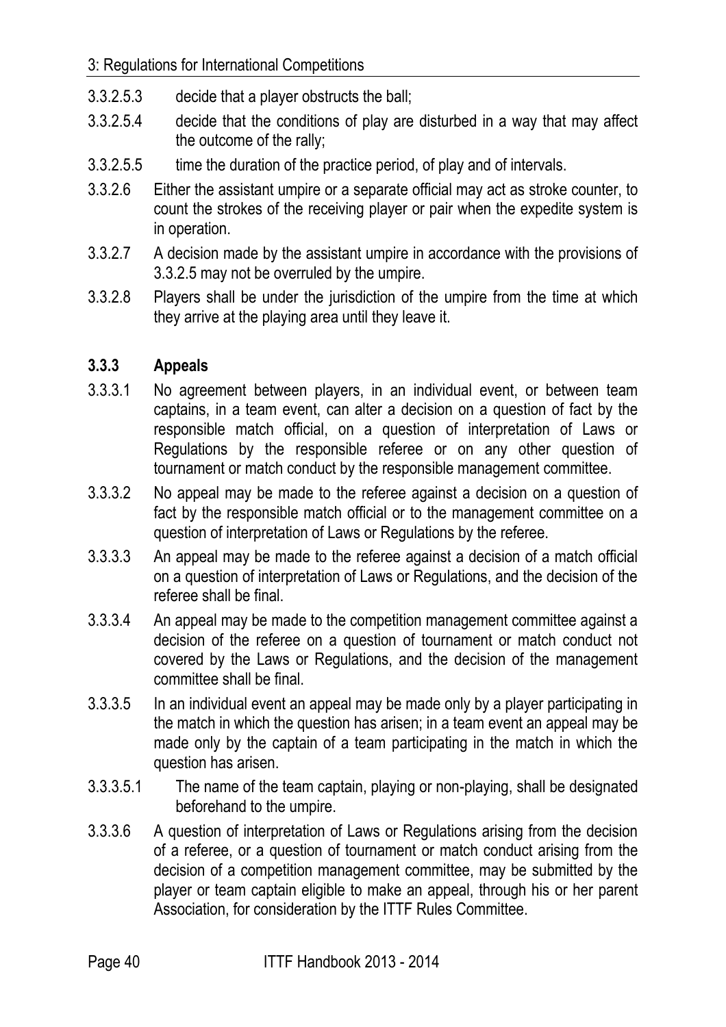3.3.2.5.3 decide that a player obstructs the ball;

3.3.2.5.4 decide that the conditions of play are disturbed in a way that may affect the outcome of the rally;

3.3.2.5.5 time the duration of the practice period, of play and of intervals.

3.3.2.6 Either the assistant umpire or a separate official may act as stroke counter, to count the strokes of the receiving player or pair when the expedite system is in operation.

3.3.2.7 A decision made by the assistant umpire in accordance with the provisions of 3.3.2.5 may not be overruled by the umpire.

3.3.2.8 Players shall be under the jurisdiction of the umpire from the time at which they arrive at the playing area until they leave it.

### 3.3.3 Appeals

3.3.3.1 No agreement between players, in an individual event, or between team captains, in a team event, can alter a decision on a question of fact by the responsible match official, on a question of interpretation of Laws or Regulations by the responsible referee or on any other question of tournament or match conduct by the responsible management committee.

3.3.3.2 No appeal may be made to the referee against a decision on a question of fact by the responsible match official or to the management committee on a question of interpretation of Laws or Regulations by the referee.

3.3.3.3 An appeal may be made to the referee against a decision of a match official on a question of interpretation of Laws or Regulations, and the decision of the referee shall be final.

3.3.3.4 An appeal may be made to the competition management committee against a decision of the referee on a question of tournament or match conduct not covered by the Laws or Regulations, and the decision of the management committee shall be final.

3.3.3.5 In an individual event an appeal may be made only by a player participating in the match in which the question has arisen; in a team event an appeal may be made only by the captain of a team participating in the match in which the question has arisen.

3.3.3.5.1 The name of the team captain, playing or non-playing, shall be designated beforehand to the umpire.

3.3.3.6 A question of interpretation of Laws or Regulations arising from the decision of a referee, or a question of tournament or match conduct arising from the decision of a competition management committee, may be submitted by the player or team captain eligible to make an appeal, through his or her parent Association, for consideration by the ITTF Rules Committee.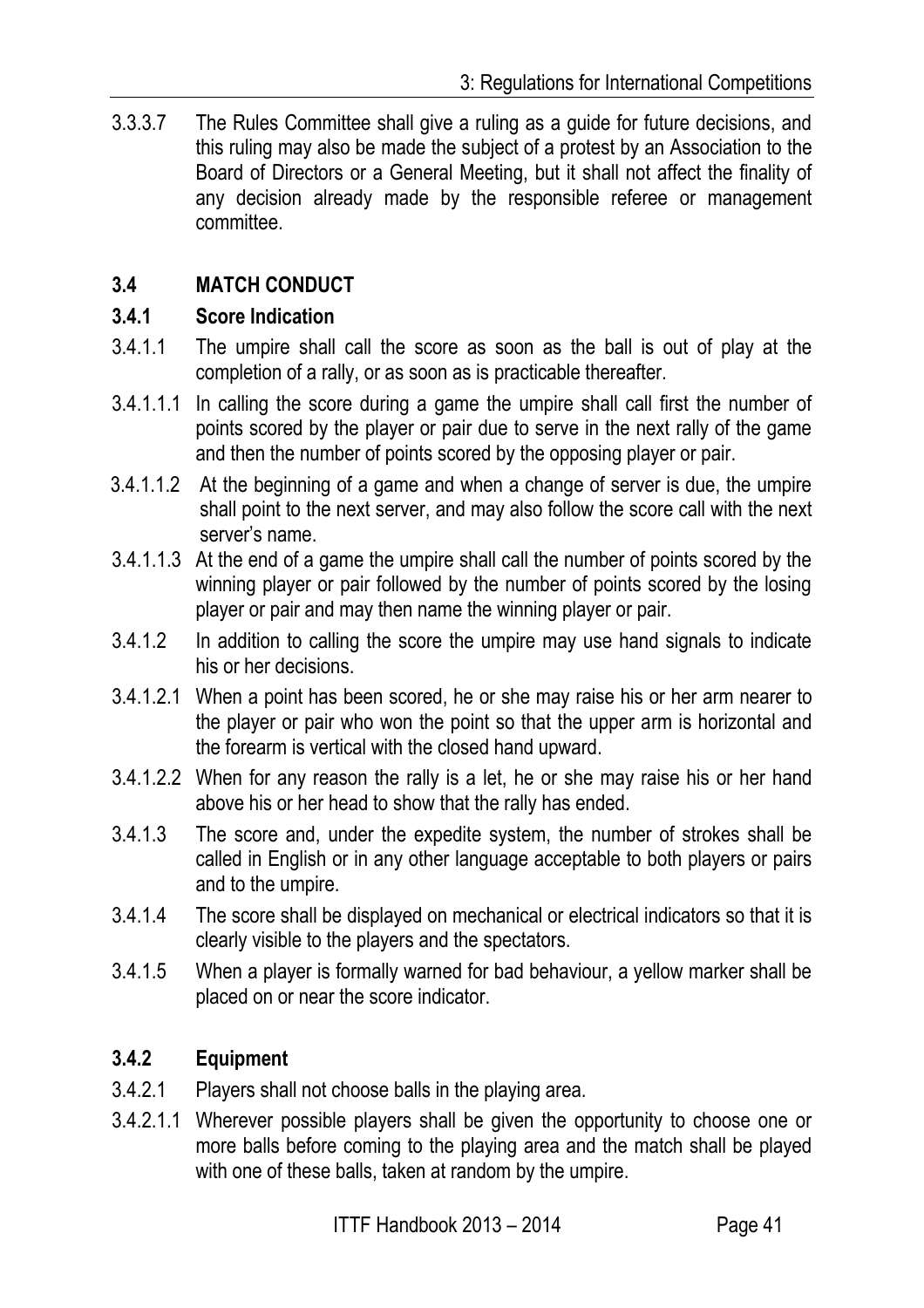3.3.3.7 The Rules Committee shall give a ruling as a guide for future decisions, and this ruling may also be made the subject of a protest by an Association to the Board of Directors or a General Meeting, but it shall not affect the finality of any decision already made by the responsible referee or management committee.

## 3.4 MATCH CONDUCT

### 3.4.1 Score Indication

3.4.1.1 The umpire shall call the score as soon as the ball is out of play at the completion of a rally, or as soon as is practicable thereafter.

3.4.1.1.1 In calling the score during a game the umpire shall call first the number of points scored by the player or pair due to serve in the next rally of the game and then the number of points scored by the opposing player or pair.

3.4.1.1.2 At the beginning of a game and when a change of server is due, the umpire shall point to the next server, and may also follow the score call with the next server's name.

3.4.1.1.3 At the end of a game the umpire shall call the number of points scored by the winning player or pair followed by the number of points scored by the losing player or pair and may then name the winning player or pair.

3.4.1.2 In addition to calling the score the umpire may use hand signals to indicate his or her decisions.

3.4.1.2.1 When a point has been scored, he or she may raise his or her arm nearer to the player or pair who won the point so that the upper arm is horizontal and the forearm is vertical with the closed hand upward.

3.4.1.2.2 When for any reason the rally is a let, he or she may raise his or her hand above his or her head to show that the rally has ended.

3.4.1.3 The score and, under the expedite system, the number of strokes shall be called in English or in any other language acceptable to both players or pairs and to the umpire.

3.4.1.4 The score shall be displayed on mechanical or electrical indicators so that it is clearly visible to the players and the spectators.

3.4.1.5 When a player is formally warned for bad behaviour, a yellow marker shall be placed on or near the score indicator.

### 3.4.2 Equipment

3.4.2.1 Players shall not choose balls in the playing area.

3.4.2.1.1 Wherever possible players shall be given the opportunity to choose one or more balls before coming to the playing area and the match shall be played with one of these balls, taken at random by the umpire.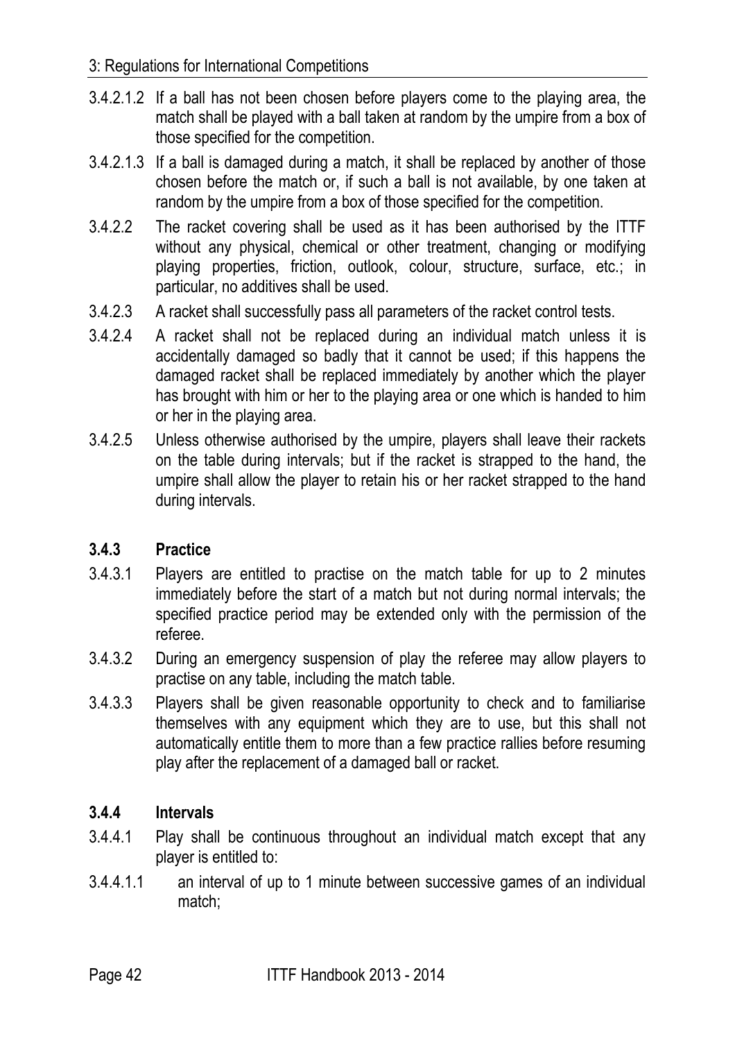3.4.2.1.2 If a ball has not been chosen before players come to the playing area, the match shall be played with a ball taken at random by the umpire from a box of those specified for the competition.

3.4.2.1.3 If a ball is damaged during a match, it shall be replaced by another of those chosen before the match or, if such a ball is not available, by one taken at random by the umpire from a box of those specified for the competition.

3.4.2.2 The racket covering shall be used as it has been authorised by the ITTF without any physical, chemical or other treatment, changing or modifying playing properties, friction, outlook, colour, structure, surface, etc.; in particular, no additives shall be used.

3.4.2.3 A racket shall successfully pass all parameters of the racket control tests.

3.4.2.4 A racket shall not be replaced during an individual match unless it is accidentally damaged so badly that it cannot be used; if this happens the damaged racket shall be replaced immediately by another which the player has brought with him or her to the playing area or one which is handed to him or her in the playing area.

3.4.2.5 Unless otherwise authorised by the umpire, players shall leave their rackets on the table during intervals; but if the racket is strapped to the hand, the umpire shall allow the player to retain his or her racket strapped to the hand during intervals.

### 3.4.3 Practice

3.4.3.1 Players are entitled to practise on the match table for up to 2 minutes immediately before the start of a match but not during normal intervals; the specified practice period may be extended only with the permission of the referee.

3.4.3.2 During an emergency suspension of play the referee may allow players to practise on any table, including the match table.

3.4.3.3 Players shall be given reasonable opportunity to check and to familiarise themselves with any equipment which they are to use, but this shall not automatically entitle them to more than a few practice rallies before resuming play after the replacement of a damaged ball or racket.

### 3.4.4 Intervals

3.4.4.1 Play shall be continuous throughout an individual match except that any player is entitled to:

3.4.4.1.1 an interval of up to 1 minute between successive games of an individual match;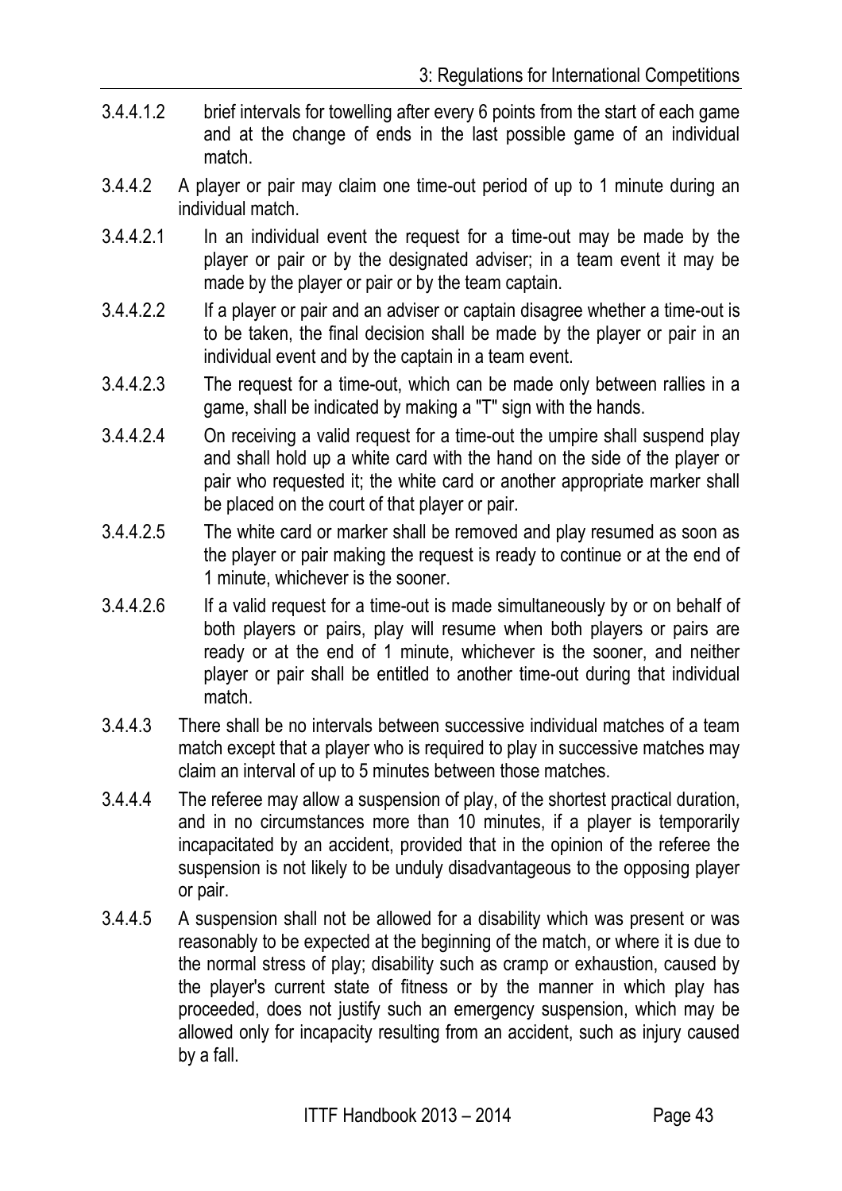3.4.4.1.2 brief intervals for towelling after every 6 points from the start of each game and at the change of ends in the last possible game of an individual match.

3.4.4.2 A player or pair may claim one time-out period of up to 1 minute during an individual match.

3.4.4.2.1 In an individual event the request for a time-out may be made by the player or pair or by the designated adviser; in a team event it may be made by the player or pair or by the team captain.

3.4.4.2.2 If a player or pair and an adviser or captain disagree whether a time-out is to be taken, the final decision shall be made by the player or pair in an individual event and by the captain in a team event.

3.4.4.2.3 The request for a time-out, which can be made only between rallies in a game, shall be indicated by making a "T" sign with the hands.

3.4.4.2.4 On receiving a valid request for a time-out the umpire shall suspend play and shall hold up a white card with the hand on the side of the player or pair who requested it; the white card or another appropriate marker shall be placed on the court of that player or pair.

3.4.4.2.5 The white card or marker shall be removed and play resumed as soon as the player or pair making the request is ready to continue or at the end of 1 minute, whichever is the sooner.

3.4.4.2.6 If a valid request for a time-out is made simultaneously by or on behalf of both players or pairs, play will resume when both players or pairs are ready or at the end of 1 minute, whichever is the sooner, and neither player or pair shall be entitled to another time-out during that individual match.

3.4.4.3 There shall be no intervals between successive individual matches of a team match except that a player who is required to play in successive matches may claim an interval of up to 5 minutes between those matches.

3.4.4.4 The referee may allow a suspension of play, of the shortest practical duration, and in no circumstances more than 10 minutes, if a player is temporarily incapacitated by an accident, provided that in the opinion of the referee the suspension is not likely to be unduly disadvantageous to the opposing player or pair.

3.4.4.5 A suspension shall not be allowed for a disability which was present or was reasonably to be expected at the beginning of the match, or where it is due to the normal stress of play; disability such as cramp or exhaustion, caused by the player's current state of fitness or by the manner in which play has proceeded, does not justify such an emergency suspension, which may be allowed only for incapacity resulting from an accident, such as injury caused by a fall.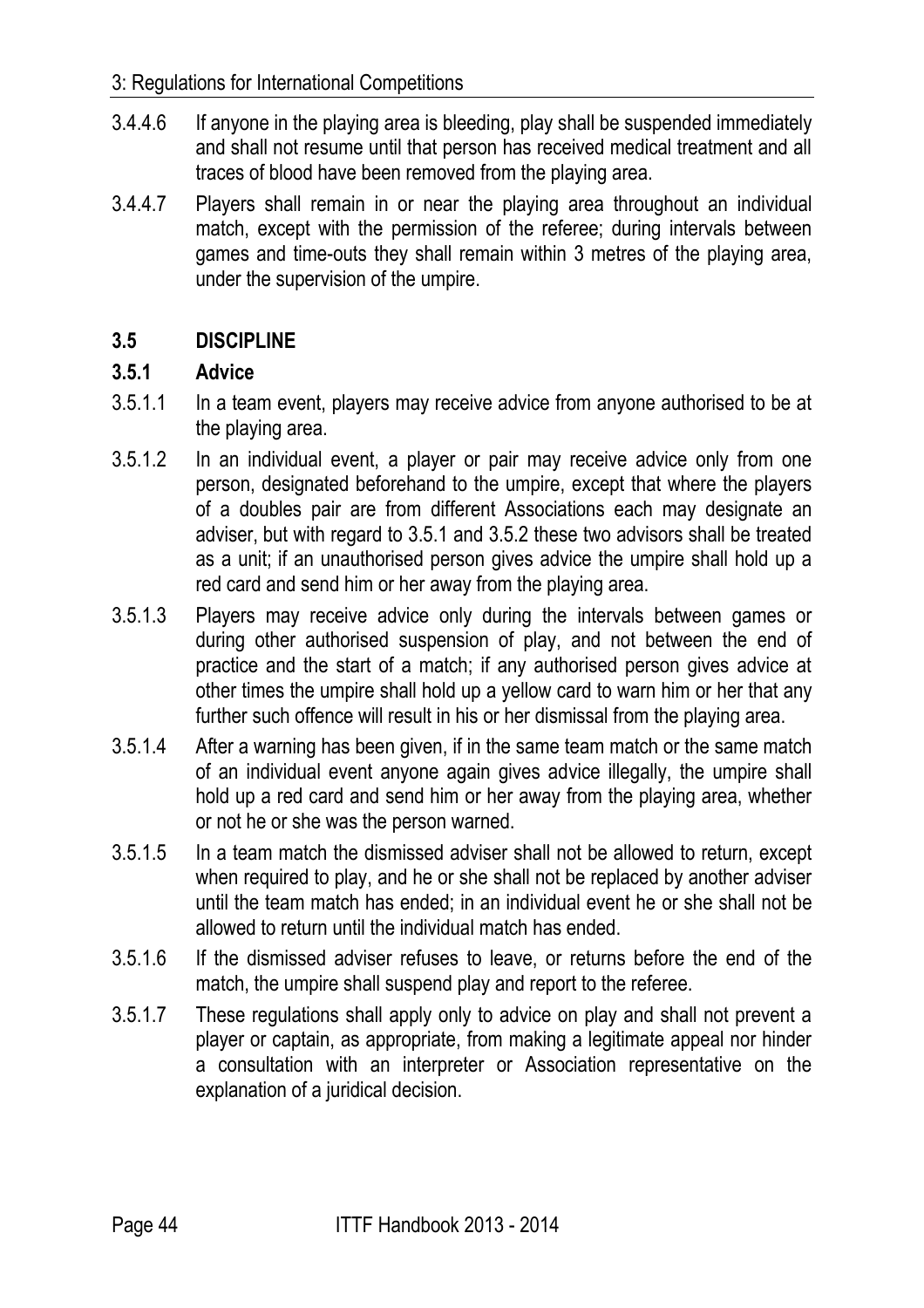3.4.4.6 If anyone in the playing area is bleeding, play shall be suspended immediately and shall not resume until that person has received medical treatment and all traces of blood have been removed from the playing area.

3.4.4.7 Players shall remain in or near the playing area throughout an individual match, except with the permission of the referee; during intervals between games and time-outs they shall remain within 3 metres of the playing area, under the supervision of the umpire.

## 3.5 DISCIPLINE

### 3.5.1 Advice

3.5.1.1 In a team event, players may receive advice from anyone authorised to be at the playing area.

3.5.1.2 In an individual event, a player or pair may receive advice only from one person, designated beforehand to the umpire, except that where the players of a doubles pair are from different Associations each may designate an adviser, but with regard to 3.5.1 and 3.5.2 these two advisors shall be treated as a unit; if an unauthorised person gives advice the umpire shall hold up a red card and send him or her away from the playing area.

3.5.1.3 Players may receive advice only during the intervals between games or during other authorised suspension of play, and not between the end of practice and the start of a match; if any authorised person gives advice at other times the umpire shall hold up a yellow card to warn him or her that any further such offence will result in his or her dismissal from the playing area.

3.5.1.4 After a warning has been given, if in the same team match or the same match of an individual event anyone again gives advice illegally, the umpire shall hold up a red card and send him or her away from the playing area, whether or not he or she was the person warned.

3.5.1.5 In a team match the dismissed adviser shall not be allowed to return, except when required to play, and he or she shall not be replaced by another adviser until the team match has ended; in an individual event he or she shall not be allowed to return until the individual match has ended.

3.5.1.6 If the dismissed adviser refuses to leave, or returns before the end of the match, the umpire shall suspend play and report to the referee.

3.5.1.7 These regulations shall apply only to advice on play and shall not prevent a player or captain, as appropriate, from making a legitimate appeal nor hinder a consultation with an interpreter or Association representative on the explanation of a juridical decision.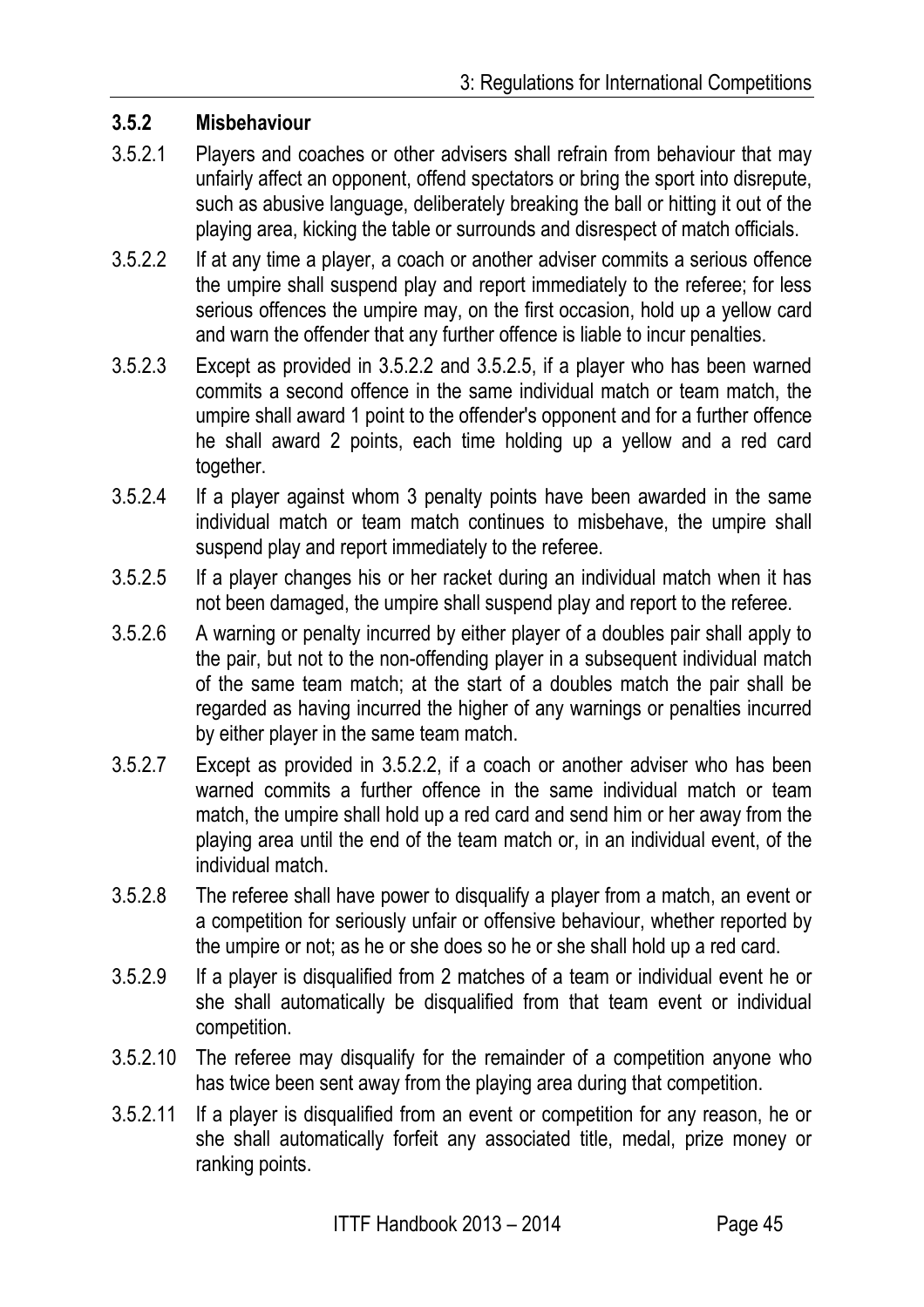### 3.5.2 Misbehaviour

3.5.2.1 Players and coaches or other advisers shall refrain from behaviour that may unfairly affect an opponent, offend spectators or bring the sport into disrepute, such as abusive language, deliberately breaking the ball or hitting it out of the playing area, kicking the table or surrounds and disrespect of match officials.

3.5.2.2 If at any time a player, a coach or another adviser commits a serious offence the umpire shall suspend play and report immediately to the referee; for less serious offences the umpire may, on the first occasion, hold up a yellow card and warn the offender that any further offence is liable to incur penalties.

3.5.2.3 Except as provided in 3.5.2.2 and 3.5.2.5, if a player who has been warned commits a second offence in the same individual match or team match, the umpire shall award 1 point to the offender's opponent and for a further offence he shall award 2 points, each time holding up a yellow and a red card together.

3.5.2.4 If a player against whom 3 penalty points have been awarded in the same individual match or team match continues to misbehave, the umpire shall suspend play and report immediately to the referee.

3.5.2.5 If a player changes his or her racket during an individual match when it has not been damaged, the umpire shall suspend play and report to the referee.

3.5.2.6 A warning or penalty incurred by either player of a doubles pair shall apply to the pair, but not to the non-offending player in a subsequent individual match of the same team match; at the start of a doubles match the pair shall be regarded as having incurred the higher of any warnings or penalties incurred by either player in the same team match.

3.5.2.7 Except as provided in 3.5.2.2, if a coach or another adviser who has been warned commits a further offence in the same individual match or team match, the umpire shall hold up a red card and send him or her away from the playing area until the end of the team match or, in an individual event, of the individual match.

3.5.2.8 The referee shall have power to disqualify a player from a match, an event or a competition for seriously unfair or offensive behaviour, whether reported by the umpire or not; as he or she does so he or she shall hold up a red card.

3.5.2.9 If a player is disqualified from 2 matches of a team or individual event he or she shall automatically be disqualified from that team event or individual competition.

3.5.2.10 The referee may disqualify for the remainder of a competition anyone who has twice been sent away from the playing area during that competition.

3.5.2.11 If a player is disqualified from an event or competition for any reason, he or she shall automatically forfeit any associated title, medal, prize money or ranking points.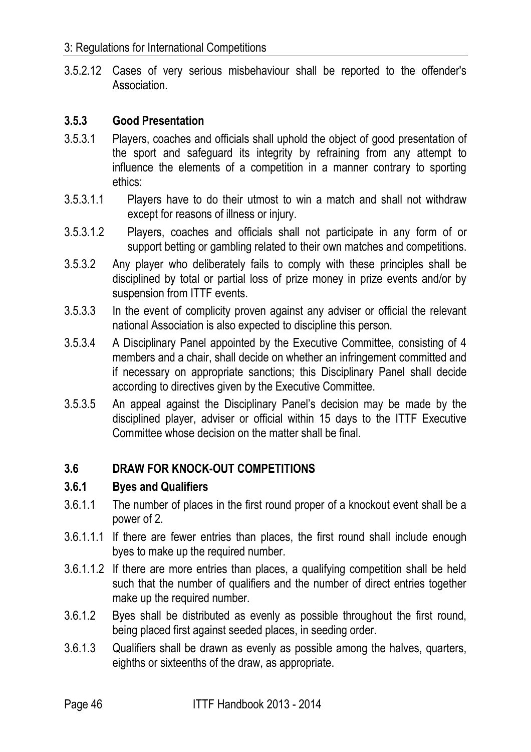3.5.2.12 Cases of very serious misbehaviour shall be reported to the offender's Association.

### 3.5.3 Good Presentation

3.5.3.1 Players, coaches and officials shall uphold the object of good presentation of the sport and safeguard its integrity by refraining from any attempt to influence the elements of a competition in a manner contrary to sporting ethics:

3.5.3.1.1 Players have to do their utmost to win a match and shall not withdraw except for reasons of illness or injury.

3.5.3.1.2 Players, coaches and officials shall not participate in any form of or support betting or gambling related to their own matches and competitions.

3.5.3.2 Any player who deliberately fails to comply with these principles shall be disciplined by total or partial loss of prize money in prize events and/or by suspension from ITTF events.

3.5.3.3 In the event of complicity proven against any adviser or official the relevant national Association is also expected to discipline this person.

3.5.3.4 A Disciplinary Panel appointed by the Executive Committee, consisting of 4 members and a chair, shall decide on whether an infringement committed and if necessary on appropriate sanctions; this Disciplinary Panel shall decide according to directives given by the Executive Committee.

3.5.3.5 An appeal against the Disciplinary Panel's decision may be made by the disciplined player, adviser or official within 15 days to the ITTF Executive Committee whose decision on the matter shall be final.

## 3.6 DRAW FOR KNOCK-OUT COMPETITIONS

### 3.6.1 Byes and Qualifiers

3.6.1.1 The number of places in the first round proper of a knockout event shall be a power of 2.

3.6.1.1.1 If there are fewer entries than places, the first round shall include enough byes to make up the required number.

3.6.1.1.2 If there are more entries than places, a qualifying competition shall be held such that the number of qualifiers and the number of direct entries together make up the required number.

3.6.1.2 Byes shall be distributed as evenly as possible throughout the first round, being placed first against seeded places, in seeding order.

3.6.1.3 Qualifiers shall be drawn as evenly as possible among the halves, quarters, eighths or sixteenths of the draw, as appropriate.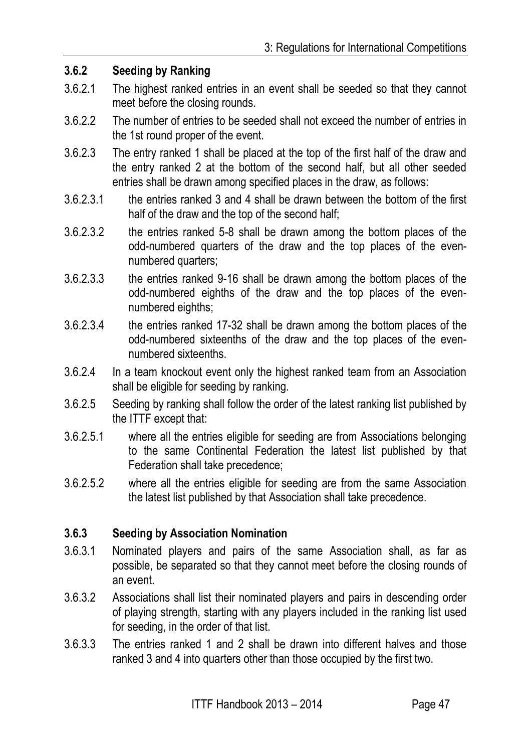### 3.6.2 Seeding by Ranking

3.6.2.1 The highest ranked entries in an event shall be seeded so that they cannot meet before the closing rounds.

3.6.2.2 The number of entries to be seeded shall not exceed the number of entries in the 1st round proper of the event.

3.6.2.3 The entry ranked 1 shall be placed at the top of the first half of the draw and the entry ranked 2 at the bottom of the second half, but all other seeded entries shall be drawn among specified places in the draw, as follows:

3.6.2.3.1 the entries ranked 3 and 4 shall be drawn between the bottom of the first half of the draw and the top of the second half;

3.6.2.3.2 the entries ranked 5-8 shall be drawn among the bottom places of the odd-numbered quarters of the draw and the top places of the even-numbered quarters;

3.6.2.3.3 the entries ranked 9-16 shall be drawn among the bottom places of the odd-numbered eighths of the draw and the top places of the even-numbered eighths;

3.6.2.3.4 the entries ranked 17-32 shall be drawn among the bottom places of the odd-numbered sixteenths of the draw and the top places of the even-numbered sixteenths.

3.6.2.4 In a team knockout event only the highest ranked team from an Association shall be eligible for seeding by ranking.

3.6.2.5 Seeding by ranking shall follow the order of the latest ranking list published by the ITTF except that:

3.6.2.5.1 where all the entries eligible for seeding are from Associations belonging to the same Continental Federation the latest list published by that Federation shall take precedence;

3.6.2.5.2 where all the entries eligible for seeding are from the same Association the latest list published by that Association shall take precedence.

### 3.6.3 Seeding by Association Nomination

3.6.3.1 Nominated players and pairs of the same Association shall, as far as possible, be separated so that they cannot meet before the closing rounds of an event.

3.6.3.2 Associations shall list their nominated players and pairs in descending order of playing strength, starting with any players included in the ranking list used for seeding, in the order of that list.

3.6.3.3 The entries ranked 1 and 2 shall be drawn into different halves and those ranked 3 and 4 into quarters other than those occupied by the first two.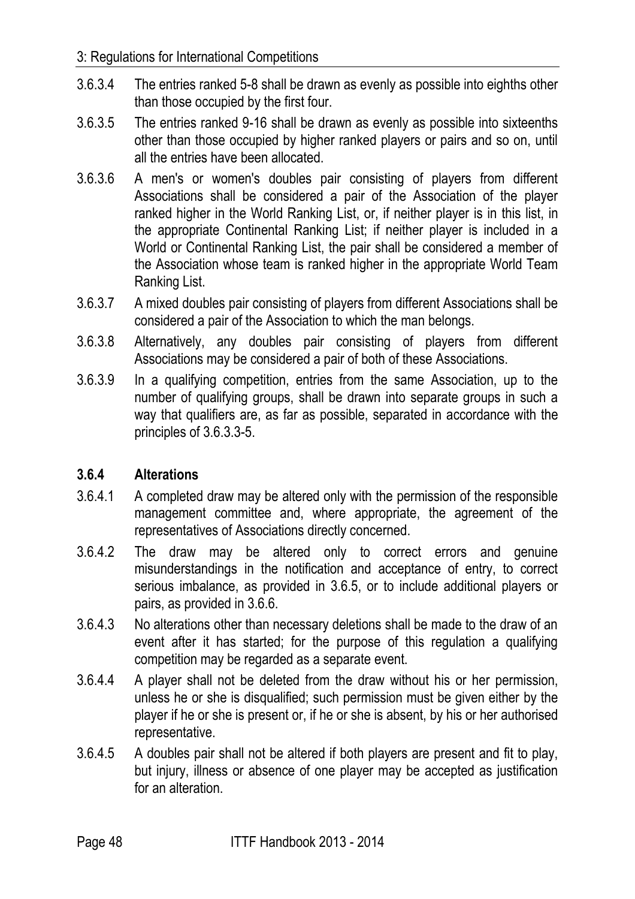3.6.3.4 The entries ranked 5-8 shall be drawn as evenly as possible into eighths other than those occupied by the first four.

3.6.3.5 The entries ranked 9-16 shall be drawn as evenly as possible into sixteenths other than those occupied by higher ranked players or pairs and so on, until all the entries have been allocated.

3.6.3.6 A men's or women's doubles pair consisting of players from different Associations shall be considered a pair of the Association of the player ranked higher in the World Ranking List, or, if neither player is in this list, in the appropriate Continental Ranking List; if neither player is included in a World or Continental Ranking List, the pair shall be considered a member of the Association whose team is ranked higher in the appropriate World Team Ranking List.

3.6.3.7 A mixed doubles pair consisting of players from different Associations shall be considered a pair of the Association to which the man belongs.

3.6.3.8 Alternatively, any doubles pair consisting of players from different Associations may be considered a pair of both of these Associations.

3.6.3.9 In a qualifying competition, entries from the same Association, up to the number of qualifying groups, shall be drawn into separate groups in such a way that qualifiers are, as far as possible, separated in accordance with the principles of 3.6.3.3-5.

### 3.6.4 Alterations

3.6.4.1 A completed draw may be altered only with the permission of the responsible management committee and, where appropriate, the agreement of the representatives of Associations directly concerned.

3.6.4.2 The draw may be altered only to correct errors and genuine misunderstandings in the notification and acceptance of entry, to correct serious imbalance, as provided in 3.6.5, or to include additional players or pairs, as provided in 3.6.6.

3.6.4.3 No alterations other than necessary deletions shall be made to the draw of an event after it has started; for the purpose of this regulation a qualifying competition may be regarded as a separate event.

3.6.4.4 A player shall not be deleted from the draw without his or her permission, unless he or she is disqualified; such permission must be given either by the player if he or she is present or, if he or she is absent, by his or her authorised representative.

3.6.4.5 A doubles pair shall not be altered if both players are present and fit to play, but injury, illness or absence of one player may be accepted as justification for an alteration.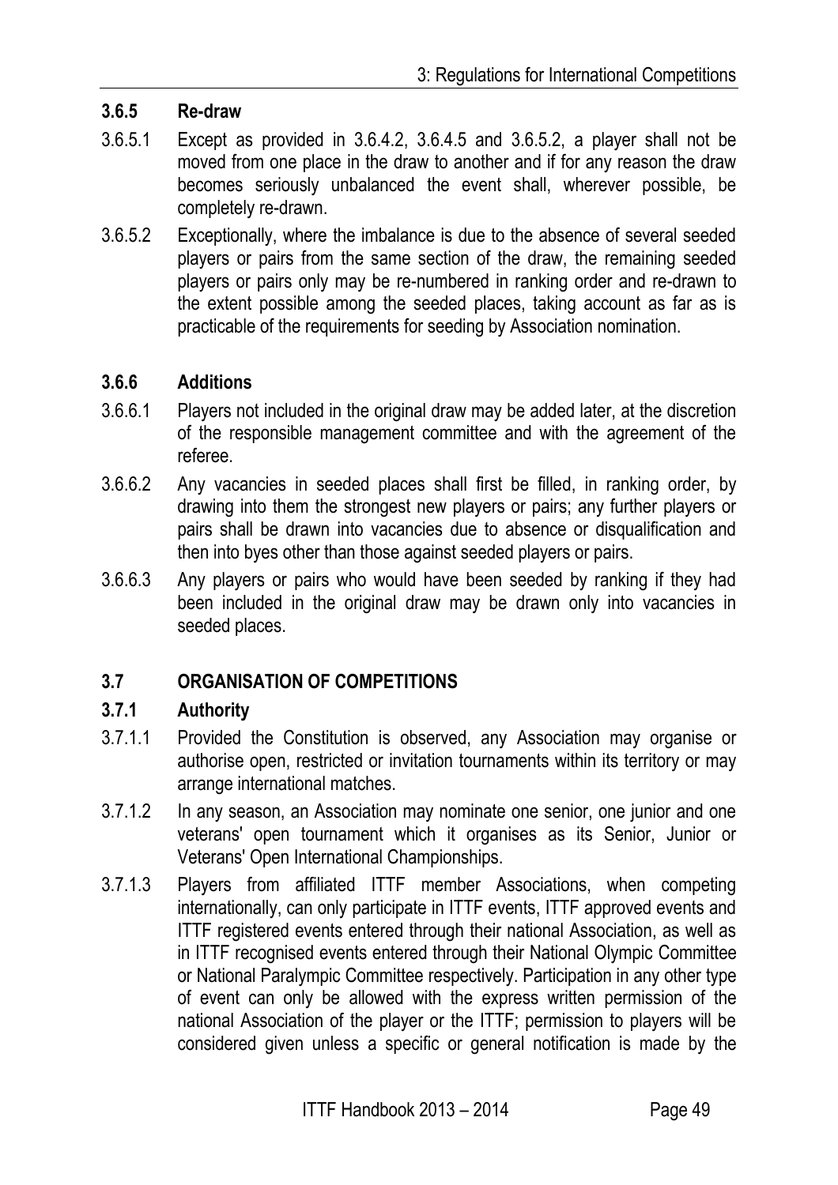### 3.6.5 Re-draw

3.6.5.1 Except as provided in 3.6.4.2, 3.6.4.5 and 3.6.5.2, a player shall not be moved from one place in the draw to another and if for any reason the draw becomes seriously unbalanced the event shall, wherever possible, be completely re-drawn.

3.6.5.2 Exceptionally, where the imbalance is due to the absence of several seeded players or pairs from the same section of the draw, the remaining seeded players or pairs only may be re-numbered in ranking order and re-drawn to the extent possible among the seeded places, taking account as far as is practicable of the requirements for seeding by Association nomination.

### 3.6.6 Additions

3.6.6.1 Players not included in the original draw may be added later, at the discretion of the responsible management committee and with the agreement of the referee.

3.6.6.2 Any vacancies in seeded places shall first be filled, in ranking order, by drawing into them the strongest new players or pairs; any further players or pairs shall be drawn into vacancies due to absence or disqualification and then into byes other than those against seeded players or pairs.

3.6.6.3 Any players or pairs who would have been seeded by ranking if they had been included in the original draw may be drawn only into vacancies in seeded places.

## 3.7 ORGANISATION OF COMPETITIONS

### 3.7.1 Authority

3.7.1.1 Provided the Constitution is observed, any Association may organise or authorise open, restricted or invitation tournaments within its territory or may arrange international matches.

3.7.1.2 In any season, an Association may nominate one senior, one junior and one veterans' open tournament which it organises as its Senior, Junior or Veterans' Open International Championships.

3.7.1.3 Players from affiliated ITTF member Associations, when competing internationally, can only participate in ITTF events, ITTF approved events and ITTF registered events entered through their national Association, as well as in ITTF recognised events entered through their National Olympic Committee or National Paralympic Committee respectively. Participation in any other type of event can only be allowed with the express written permission of the national Association of the player or the ITTF; permission to players will be considered given unless a specific or general notification is made by the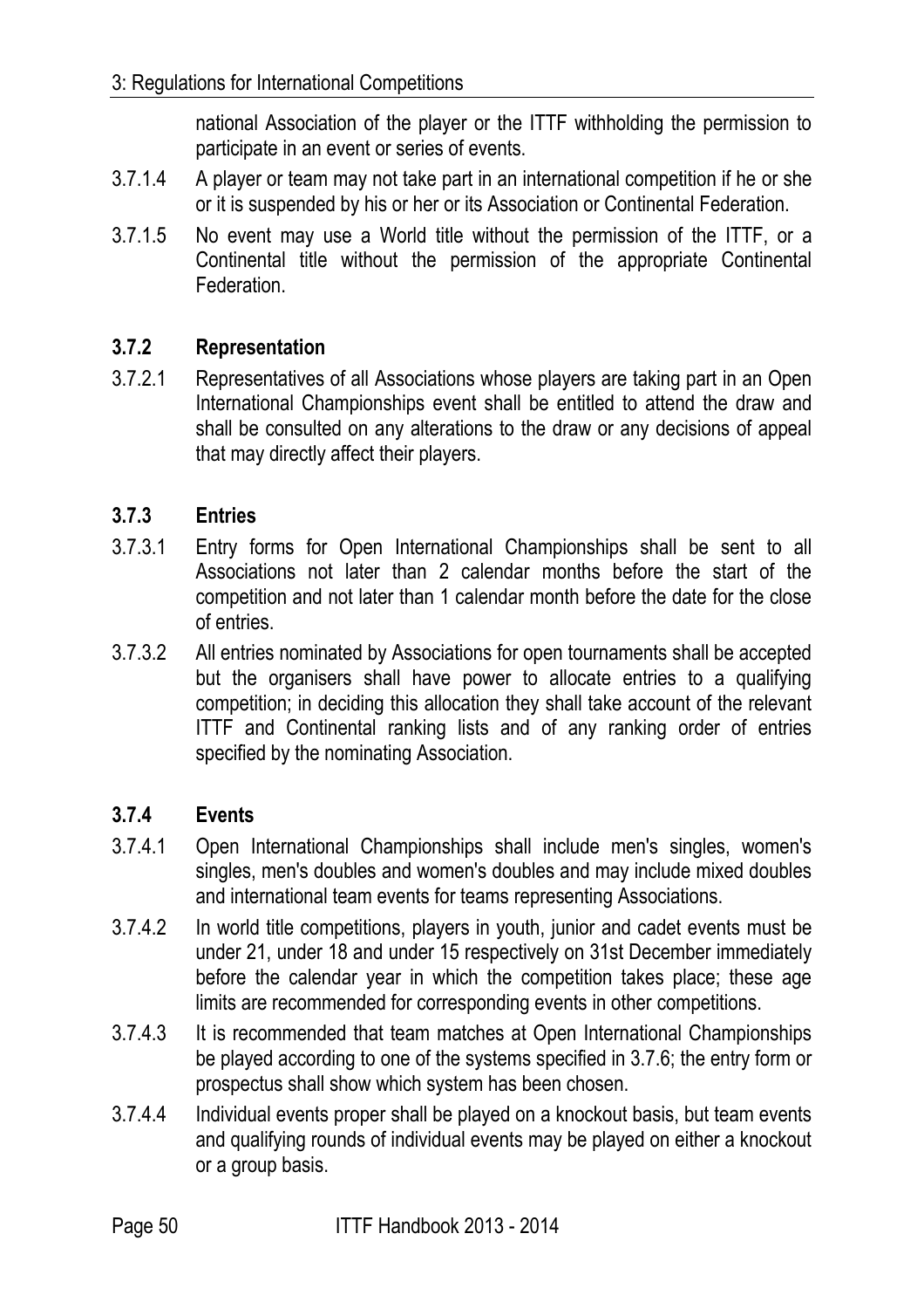national Association of the player or the ITTF withholding the permission to participate in an event or series of events.

3.7.1.4 A player or team may not take part in an international competition if he or she or it is suspended by his or her or its Association or Continental Federation.

3.7.1.5 No event may use a World title without the permission of the ITTF, or a Continental title without the permission of the appropriate Continental Federation.

### 3.7.2 Representation

3.7.2.1 Representatives of all Associations whose players are taking part in an Open International Championships event shall be entitled to attend the draw and shall be consulted on any alterations to the draw or any decisions of appeal that may directly affect their players.

### 3.7.3 Entries

3.7.3.1 Entry forms for Open International Championships shall be sent to all Associations not later than 2 calendar months before the start of the competition and not later than 1 calendar month before the date for the close of entries.

3.7.3.2 All entries nominated by Associations for open tournaments shall be accepted but the organisers shall have power to allocate entries to a qualifying competition; in deciding this allocation they shall take account of the relevant ITTF and Continental ranking lists and of any ranking order of entries specified by the nominating Association.

### 3.7.4 Events

3.7.4.1 Open International Championships shall include men's singles, women's singles, men's doubles and women's doubles and may include mixed doubles and international team events for teams representing Associations.

3.7.4.2 In world title competitions, players in youth, junior and cadet events must be under 21, under 18 and under 15 respectively on 31st December immediately before the calendar year in which the competition takes place; these age limits are recommended for corresponding events in other competitions.

3.7.4.3 It is recommended that team matches at Open International Championships be played according to one of the systems specified in 3.7.6; the entry form or prospectus shall show which system has been chosen.

3.7.4.4 Individual events proper shall be played on a knockout basis, but team events and qualifying rounds of individual events may be played on either a knockout or a group basis.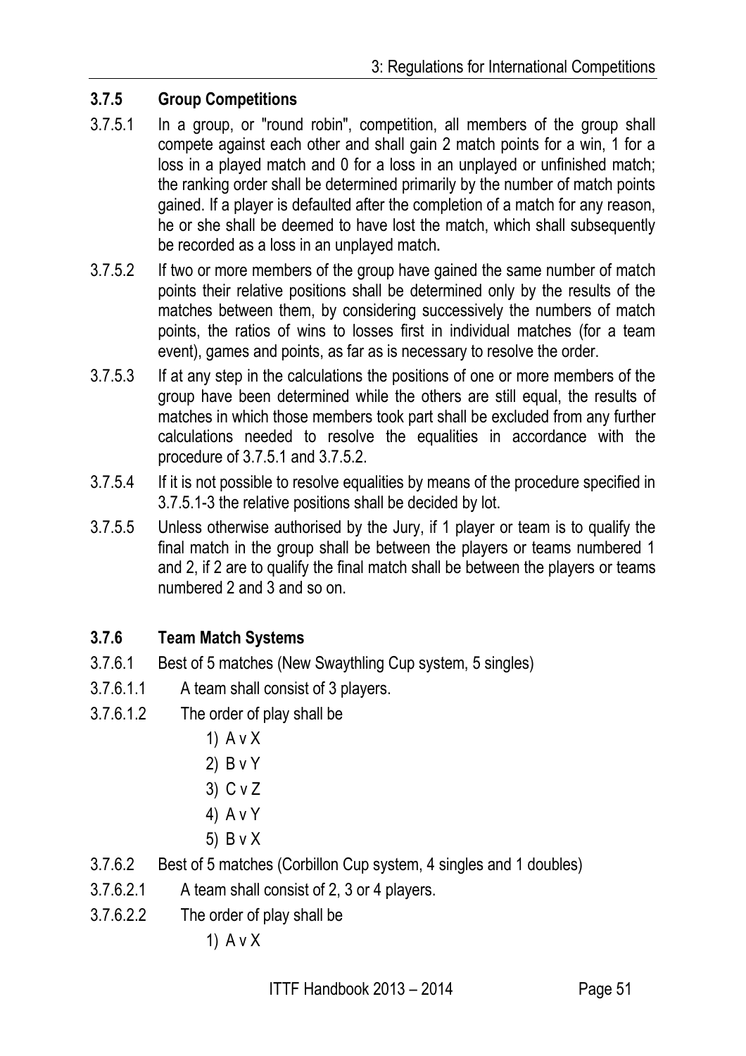### 3.7.5 Group Competitions

3.7.5.1 In a group, or "round robin", competition, all members of the group shall compete against each other and shall gain 2 match points for a win, 1 for a loss in a played match and 0 for a loss in an unplayed or unfinished match; the ranking order shall be determined primarily by the number of match points gained. If a player is defaulted after the completion of a match for any reason, he or she shall be deemed to have lost the match, which shall subsequently be recorded as a loss in an unplayed match.

3.7.5.2 If two or more members of the group have gained the same number of match points their relative positions shall be determined only by the results of the matches between them, by considering successively the numbers of match points, the ratios of wins to losses first in individual matches (for a team event), games and points, as far as is necessary to resolve the order.

3.7.5.3 If at any step in the calculations the positions of one or more members of the group have been determined while the others are still equal, the results of matches in which those members took part shall be excluded from any further calculations needed to resolve the equalities in accordance with the procedure of 3.7.5.1 and 3.7.5.2.

3.7.5.4 If it is not possible to resolve equalities by means of the procedure specified in 3.7.5.1-3 the relative positions shall be decided by lot.

3.7.5.5 Unless otherwise authorised by the Jury, if 1 player or team is to qualify the final match in the group shall be between the players or teams numbered 1 and 2, if 2 are to qualify the final match shall be between the players or teams numbered 2 and 3 and so on.

### 3.7.6 Team Match Systems

3.7.6.1 Best of 5 matches (New Swaythling Cup system, 5 singles)

3.7.6.1.1 A team shall consist of 3 players.

3.7.6.1.2 The order of play shall be

1) A v X
2) B v Y
3) C v Z
4) A v Y
5) B v X

3.7.6.2 Best of 5 matches (Corbillon Cup system, 4 singles and 1 doubles)

3.7.6.2.1 A team shall consist of 2, 3 or 4 players.

3.7.6.2.2 The order of play shall be

1) A v X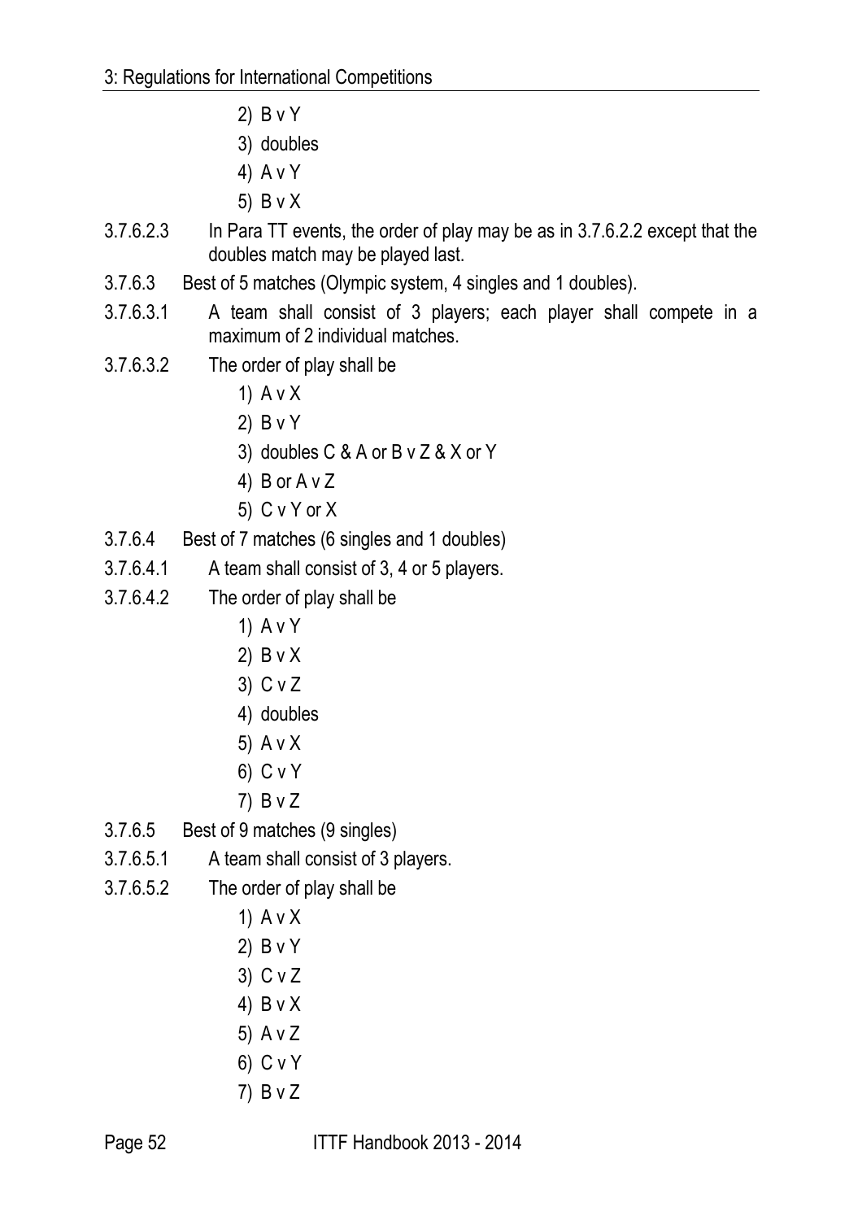2) B v Y
3) doubles
4) A v Y
5) B v X

3.7.6.2.3 In Para TT events, the order of play may be as in 3.7.6.2.2 except that the doubles match may be played last.

3.7.6.3 Best of 5 matches (Olympic system, 4 singles and 1 doubles).

3.7.6.3.1 A team shall consist of 3 players; each player shall compete in a maximum of 2 individual matches.

3.7.6.3.2 The order of play shall be

1) A v X
2) B v Y
3) doubles C & A or B v Z & X or Y
4) B or A v Z
5) C v Y or X

3.7.6.4 Best of 7 matches (6 singles and 1 doubles)

3.7.6.4.1 A team shall consist of 3, 4 or 5 players.

3.7.6.4.2 The order of play shall be

1) A v Y
2) B v X
3) C v Z
4) doubles
5) A v X
6) C v Y
7) B v Z

3.7.6.5 Best of 9 matches (9 singles)

3.7.6.5.1 A team shall consist of 3 players.

3.7.6.5.2 The order of play shall be

1) A v X
2) B v Y
3) C v Z
4) B v X
5) A v Z
6) C v Y
7) B v Z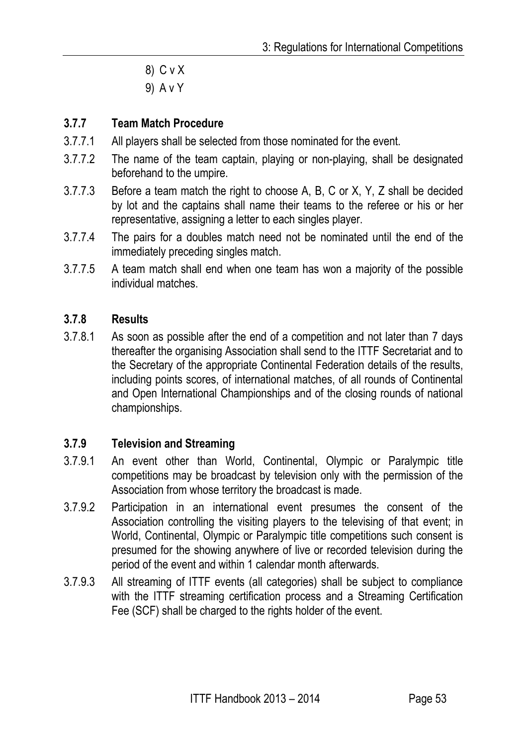8) C v X
9) A v Y

### 3.7.7 Team Match Procedure

3.7.7.1 All players shall be selected from those nominated for the event.

3.7.7.2 The name of the team captain, playing or non-playing, shall be designated beforehand to the umpire.

3.7.7.3 Before a team match the right to choose A, B, C or X, Y, Z shall be decided by lot and the captains shall name their teams to the referee or his or her representative, assigning a letter to each singles player.

3.7.7.4 The pairs for a doubles match need not be nominated until the end of the immediately preceding singles match.

3.7.7.5 A team match shall end when one team has won a majority of the possible individual matches.

### 3.7.8 Results

3.7.8.1 As soon as possible after the end of a competition and not later than 7 days thereafter the organising Association shall send to the ITTF Secretariat and to the Secretary of the appropriate Continental Federation details of the results, including points scores, of international matches, of all rounds of Continental and Open International Championships and of the closing rounds of national championships.

### 3.7.9 Television and Streaming

3.7.9.1 An event other than World, Continental, Olympic or Paralympic title competitions may be broadcast by television only with the permission of the Association from whose territory the broadcast is made.

3.7.9.2 Participation in an international event presumes the consent of the Association controlling the visiting players to the televising of that event; in World, Continental, Olympic or Paralympic title competitions such consent is presumed for the showing anywhere of live or recorded television during the period of the event and within 1 calendar month afterwards.

3.7.9.3 All streaming of ITTF events (all categories) shall be subject to compliance with the ITTF streaming certification process and a Streaming Certification Fee (SCF) shall be charged to the rights holder of the event.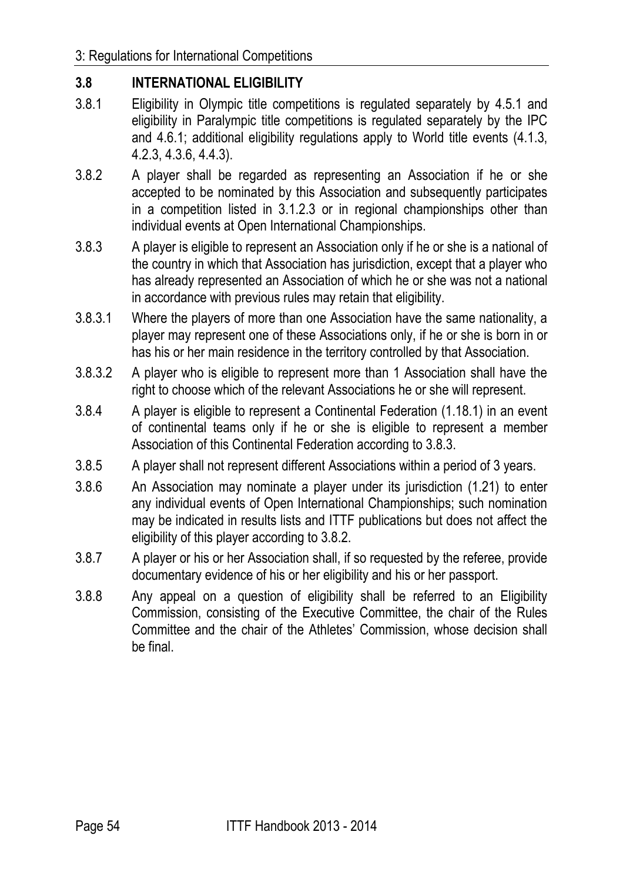## 3.8 INTERNATIONAL ELIGIBILITY

3.8.1 Eligibility in Olympic title competitions is regulated separately by 4.5.1 and eligibility in Paralympic title competitions is regulated separately by the IPC and 4.6.1; additional eligibility regulations apply to World title events (4.1.3, 4.2.3, 4.3.6, 4.4.3).

3.8.2 A player shall be regarded as representing an Association if he or she accepted to be nominated by this Association and subsequently participates in a competition listed in 3.1.2.3 or in regional championships other than individual events at Open International Championships.

3.8.3 A player is eligible to represent an Association only if he or she is a national of the country in which that Association has jurisdiction, except that a player who has already represented an Association of which he or she was not a national in accordance with previous rules may retain that eligibility.

3.8.3.1 Where the players of more than one Association have the same nationality, a player may represent one of these Associations only, if he or she is born in or has his or her main residence in the territory controlled by that Association.

3.8.3.2 A player who is eligible to represent more than 1 Association shall have the right to choose which of the relevant Associations he or she will represent.

3.8.4 A player is eligible to represent a Continental Federation (1.18.1) in an event of continental teams only if he or she is eligible to represent a member Association of this Continental Federation according to 3.8.3.

3.8.5 A player shall not represent different Associations within a period of 3 years.

3.8.6 An Association may nominate a player under its jurisdiction (1.21) to enter any individual events of Open International Championships; such nomination may be indicated in results lists and ITTF publications but does not affect the eligibility of this player according to 3.8.2.

3.8.7 A player or his or her Association shall, if so requested by the referee, provide documentary evidence of his or her eligibility and his or her passport.

3.8.8 Any appeal on a question of eligibility shall be referred to an Eligibility Commission, consisting of the Executive Committee, the chair of the Rules Committee and the chair of the Athletes' Commission, whose decision shall be final.